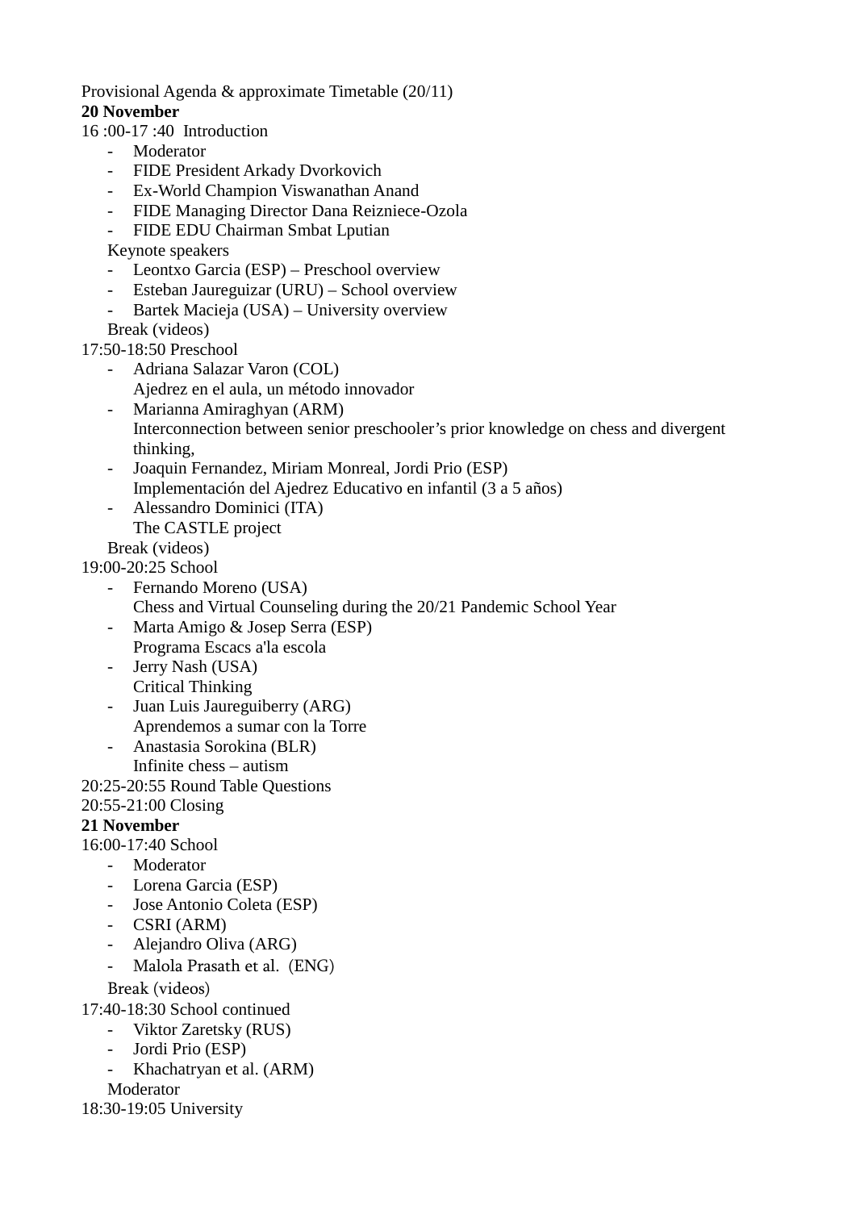Provisional Agenda & approximate Timetable (20/11)

**20 November**

16 :00-17 :40 Introduction

- Moderator
- FIDE President Arkady Dvorkovich
- Ex-World Champion Viswanathan Anand
- FIDE Managing Director Dana Reizniece-Ozola
- FIDE EDU Chairman Smbat Lputian

Keynote speakers

- Leontxo Garcia (ESP) – Preschool overview
- Esteban Jaureguizar (URU) – School overview
- Bartek Macieja (USA) – University overview

Break (videos)

17:50-18:50 Preschool

- Adriana Salazar Varon (COL)
  Ajedrez en el aula, un método innovador
- Marianna Amiraghyan (ARM)
  Interconnection between senior preschooler's prior knowledge on chess and divergent thinking,
- Joaquin Fernandez, Miriam Monreal, Jordi Prio (ESP)
  Implementación del Ajedrez Educativo en infantil (3 a 5 años)
- Alessandro Dominici (ITA)
  The CASTLE project

Break (videos)

19:00-20:25 School

- Fernando Moreno (USA)
  Chess and Virtual Counseling during the 20/21 Pandemic School Year
- Marta Amigo & Josep Serra (ESP)
  Programa Escacs a'la escola
- Jerry Nash (USA)
  Critical Thinking
- Juan Luis Jaureguiberry (ARG)
  Aprendemos a sumar con la Torre
- Anastasia Sorokina (BLR)
  Infinite chess – autism

20:25-20:55 Round Table Questions

20:55-21:00 Closing

**21 November**

16:00-17:40 School

- Moderator
- Lorena Garcia (ESP)
- Jose Antonio Coleta (ESP)
- CSRI (ARM)
- Alejandro Oliva (ARG)
- Malola Prasath et al. (ENG)

Break (videos)

17:40-18:30 School continued

- Viktor Zaretsky (RUS)
- Jordi Prio (ESP)
- Khachatryan et al. (ARM)

Moderator

18:30-19:05 University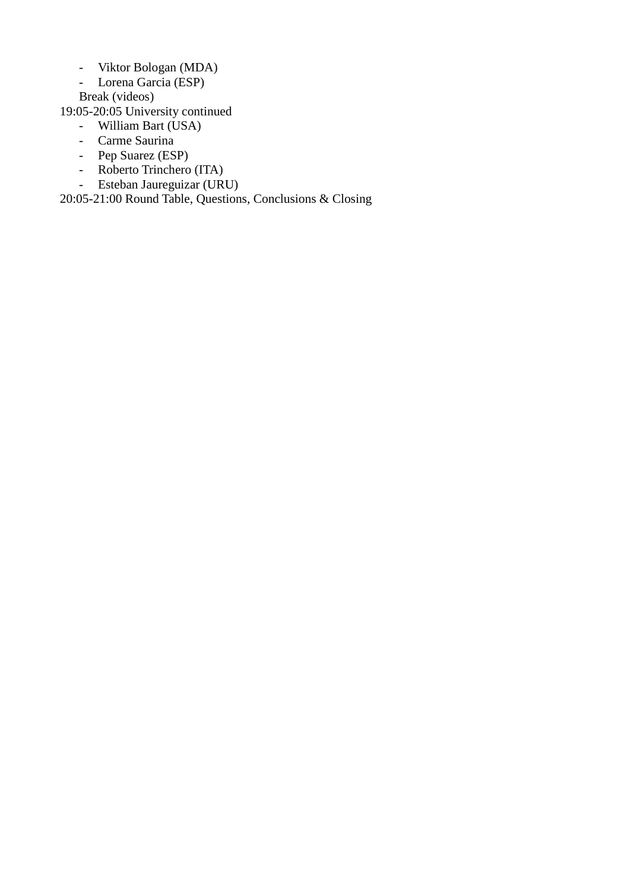- Viktor Bologan (MDA)
- Lorena Garcia (ESP)

Break (videos)

19:05-20:05 University continued

- William Bart (USA)
- Carme Saurina
- Pep Suarez (ESP)
- Roberto Trinchero (ITA)
- Esteban Jaureguizar (URU)

20:05-21:00 Round Table, Questions, Conclusions & Closing